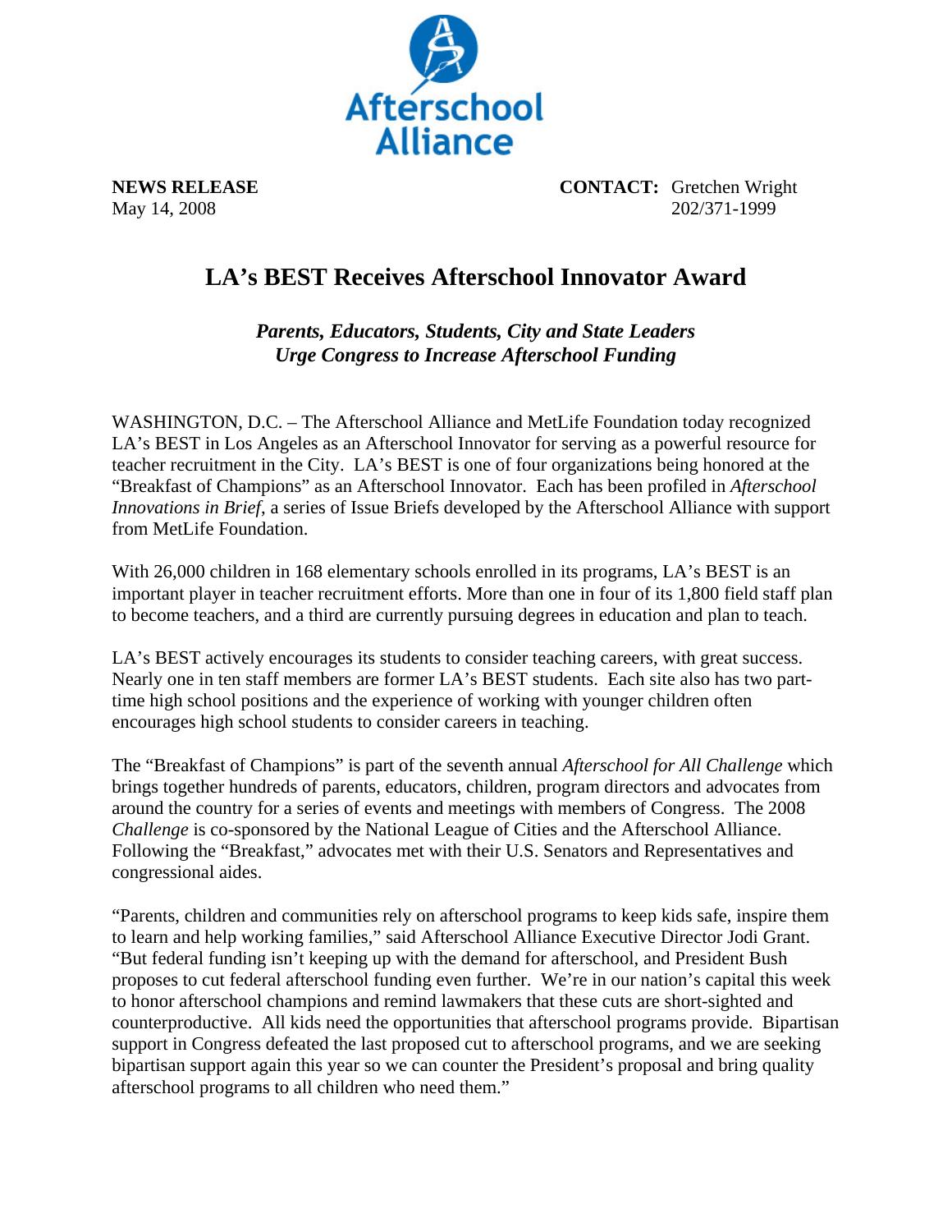Afterschool Alliance

**NEWS RELEASE**
May 14, 2008

**CONTACT:** Gretchen Wright
202/371-1999

# LA's BEST Receives Afterschool Innovator Award

***Parents, Educators, Students, City and State Leaders Urge Congress to Increase Afterschool Funding***

WASHINGTON, D.C. – The Afterschool Alliance and MetLife Foundation today recognized LA's BEST in Los Angeles as an Afterschool Innovator for serving as a powerful resource for teacher recruitment in the City. LA's BEST is one of four organizations being honored at the "Breakfast of Champions" as an Afterschool Innovator. Each has been profiled in *Afterschool Innovations in Brief*, a series of Issue Briefs developed by the Afterschool Alliance with support from MetLife Foundation.

With 26,000 children in 168 elementary schools enrolled in its programs, LA's BEST is an important player in teacher recruitment efforts. More than one in four of its 1,800 field staff plan to become teachers, and a third are currently pursuing degrees in education and plan to teach.

LA's BEST actively encourages its students to consider teaching careers, with great success. Nearly one in ten staff members are former LA's BEST students. Each site also has two part-time high school positions and the experience of working with younger children often encourages high school students to consider careers in teaching.

The "Breakfast of Champions" is part of the seventh annual *Afterschool for All Challenge* which brings together hundreds of parents, educators, children, program directors and advocates from around the country for a series of events and meetings with members of Congress. The 2008 *Challenge* is co-sponsored by the National League of Cities and the Afterschool Alliance. Following the "Breakfast," advocates met with their U.S. Senators and Representatives and congressional aides.

"Parents, children and communities rely on afterschool programs to keep kids safe, inspire them to learn and help working families," said Afterschool Alliance Executive Director Jodi Grant. "But federal funding isn't keeping up with the demand for afterschool, and President Bush proposes to cut federal afterschool funding even further. We're in our nation's capital this week to honor afterschool champions and remind lawmakers that these cuts are short-sighted and counterproductive. All kids need the opportunities that afterschool programs provide. Bipartisan support in Congress defeated the last proposed cut to afterschool programs, and we are seeking bipartisan support again this year so we can counter the President's proposal and bring quality afterschool programs to all children who need them."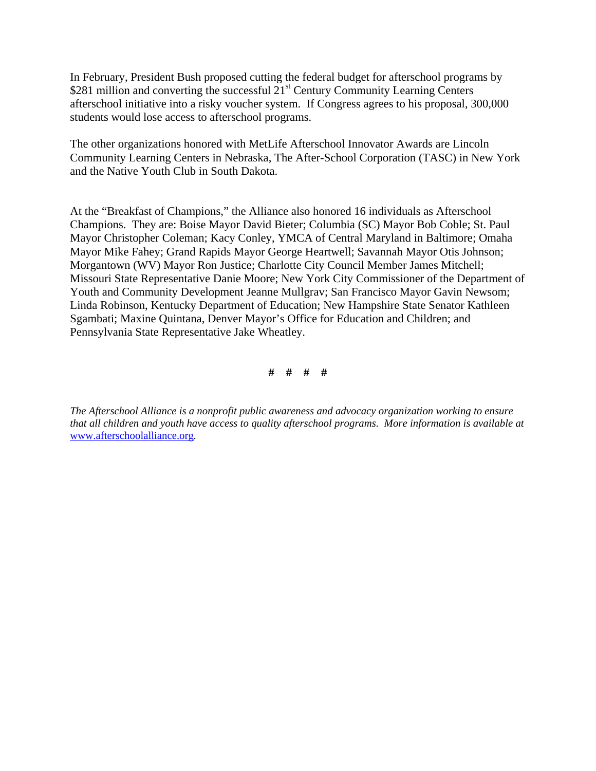In February, President Bush proposed cutting the federal budget for afterschool programs by $281 million and converting the successful 21st Century Community Learning Centers afterschool initiative into a risky voucher system. If Congress agrees to his proposal, 300,000 students would lose access to afterschool programs.

The other organizations honored with MetLife Afterschool Innovator Awards are Lincoln Community Learning Centers in Nebraska, The After-School Corporation (TASC) in New York and the Native Youth Club in South Dakota.

At the "Breakfast of Champions," the Alliance also honored 16 individuals as Afterschool Champions. They are: Boise Mayor David Bieter; Columbia (SC) Mayor Bob Coble; St. Paul Mayor Christopher Coleman; Kacy Conley, YMCA of Central Maryland in Baltimore; Omaha Mayor Mike Fahey; Grand Rapids Mayor George Heartwell; Savannah Mayor Otis Johnson; Morgantown (WV) Mayor Ron Justice; Charlotte City Council Member James Mitchell; Missouri State Representative Danie Moore; New York City Commissioner of the Department of Youth and Community Development Jeanne Mullgrav; San Francisco Mayor Gavin Newsom; Linda Robinson, Kentucky Department of Education; New Hampshire State Senator Kathleen Sgambati; Maxine Quintana, Denver Mayor's Office for Education and Children; and Pennsylvania State Representative Jake Wheatley.

# # # #

*The Afterschool Alliance is a nonprofit public awareness and advocacy organization working to ensure that all children and youth have access to quality afterschool programs. More information is available at www.afterschoolalliance.org.*